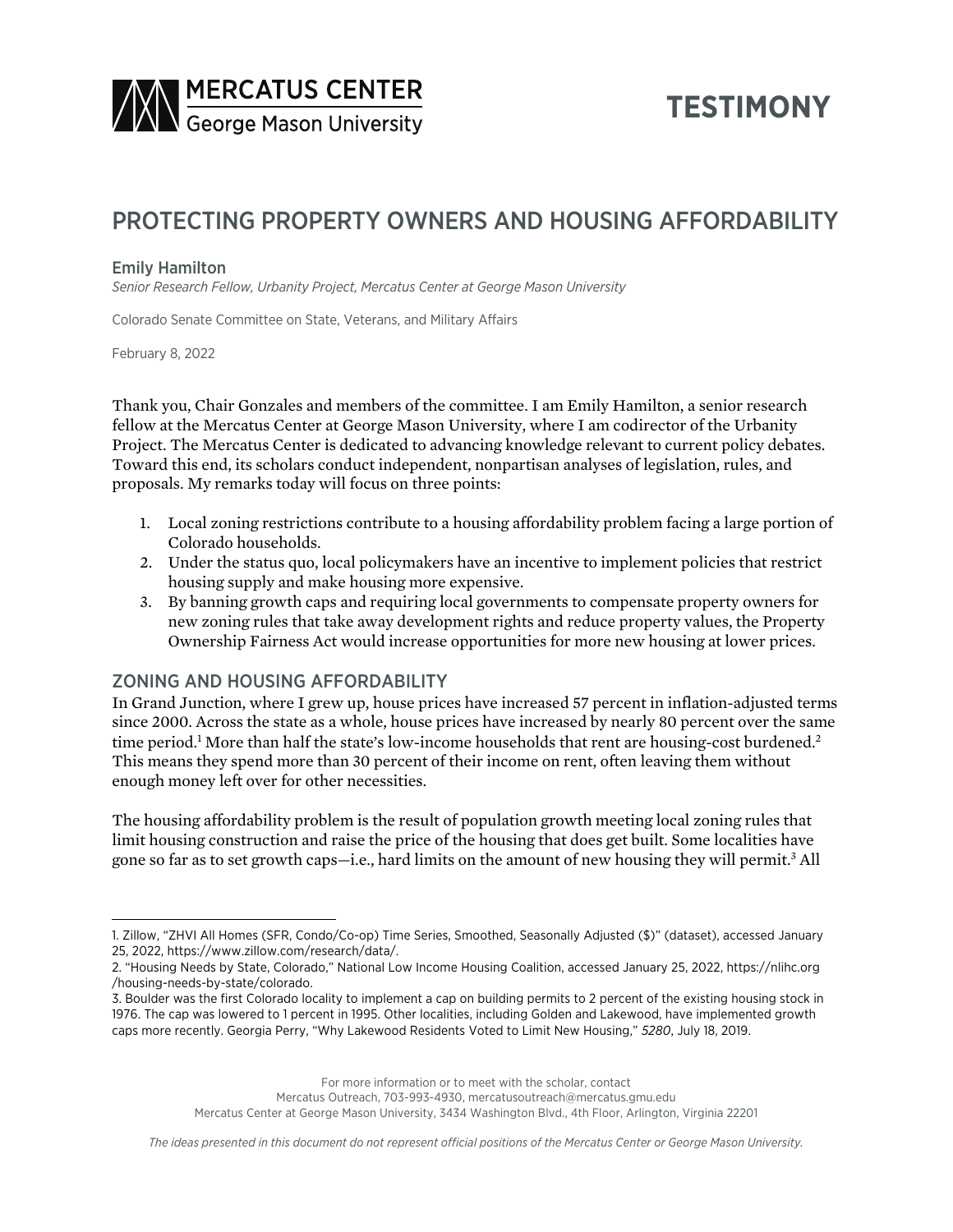MERCATUS CENTER
George Mason University

TESTIMONY

# PROTECTING PROPERTY OWNERS AND HOUSING AFFORDABILITY

**Emily Hamilton**
*Senior Research Fellow, Urbanity Project, Mercatus Center at George Mason University*

Colorado Senate Committee on State, Veterans, and Military Affairs

February 8, 2022

Thank you, Chair Gonzales and members of the committee. I am Emily Hamilton, a senior research fellow at the Mercatus Center at George Mason University, where I am codirector of the Urbanity Project. The Mercatus Center is dedicated to advancing knowledge relevant to current policy debates. Toward this end, its scholars conduct independent, nonpartisan analyses of legislation, rules, and proposals. My remarks today will focus on three points:

1. Local zoning restrictions contribute to a housing affordability problem facing a large portion of Colorado households.
2. Under the status quo, local policymakers have an incentive to implement policies that restrict housing supply and make housing more expensive.
3. By banning growth caps and requiring local governments to compensate property owners for new zoning rules that take away development rights and reduce property values, the Property Ownership Fairness Act would increase opportunities for more new housing at lower prices.

## ZONING AND HOUSING AFFORDABILITY

In Grand Junction, where I grew up, house prices have increased 57 percent in inflation-adjusted terms since 2000. Across the state as a whole, house prices have increased by nearly 80 percent over the same time period.[1] More than half the state's low-income households that rent are housing-cost burdened.[2] This means they spend more than 30 percent of their income on rent, often leaving them without enough money left over for other necessities.

The housing affordability problem is the result of population growth meeting local zoning rules that limit housing construction and raise the price of the housing that does get built. Some localities have gone so far as to set growth caps—i.e., hard limits on the amount of new housing they will permit.[3] All

1. Zillow, "ZHVI All Homes (SFR, Condo/Co-op) Time Series, Smoothed, Seasonally Adjusted ($)" (dataset), accessed January 25, 2022, https://www.zillow.com/research/data/.
2. "Housing Needs by State, Colorado," National Low Income Housing Coalition, accessed January 25, 2022, https://nlihc.org/housing-needs-by-state/colorado.
3. Boulder was the first Colorado locality to implement a cap on building permits to 2 percent of the existing housing stock in 1976. The cap was lowered to 1 percent in 1995. Other localities, including Golden and Lakewood, have implemented growth caps more recently. Georgia Perry, "Why Lakewood Residents Voted to Limit New Housing," *5280*, July 18, 2019.

For more information or to meet with the scholar, contact
Mercatus Outreach, 703-993-4930, mercatusoutreach@mercatus.gmu.edu
Mercatus Center at George Mason University, 3434 Washington Blvd., 4th Floor, Arlington, Virginia 22201

*The ideas presented in this document do not represent official positions of the Mercatus Center or George Mason University.*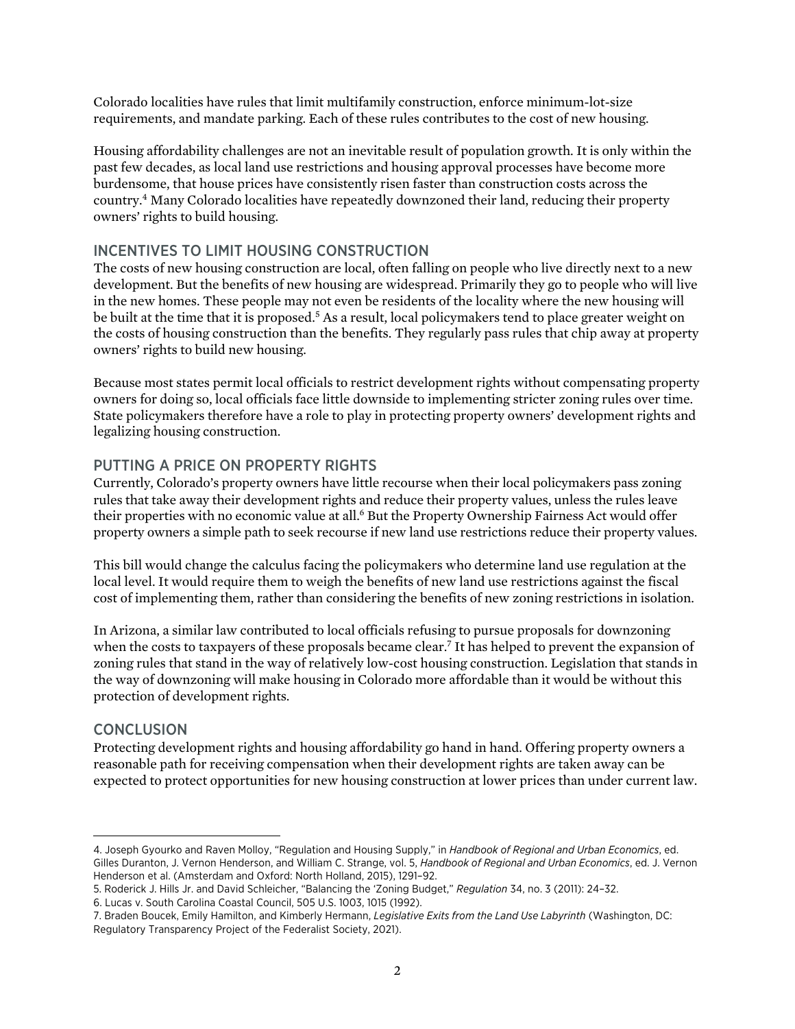Colorado localities have rules that limit multifamily construction, enforce minimum-lot-size requirements, and mandate parking. Each of these rules contributes to the cost of new housing.

Housing affordability challenges are not an inevitable result of population growth. It is only within the past few decades, as local land use restrictions and housing approval processes have become more burdensome, that house prices have consistently risen faster than construction costs across the country.[4] Many Colorado localities have repeatedly downzoned their land, reducing their property owners' rights to build housing.

## INCENTIVES TO LIMIT HOUSING CONSTRUCTION

The costs of new housing construction are local, often falling on people who live directly next to a new development. But the benefits of new housing are widespread. Primarily they go to people who will live in the new homes. These people may not even be residents of the locality where the new housing will be built at the time that it is proposed.[5] As a result, local policymakers tend to place greater weight on the costs of housing construction than the benefits. They regularly pass rules that chip away at property owners' rights to build new housing.

Because most states permit local officials to restrict development rights without compensating property owners for doing so, local officials face little downside to implementing stricter zoning rules over time. State policymakers therefore have a role to play in protecting property owners' development rights and legalizing housing construction.

## PUTTING A PRICE ON PROPERTY RIGHTS

Currently, Colorado's property owners have little recourse when their local policymakers pass zoning rules that take away their development rights and reduce their property values, unless the rules leave their properties with no economic value at all.[6] But the Property Ownership Fairness Act would offer property owners a simple path to seek recourse if new land use restrictions reduce their property values.

This bill would change the calculus facing the policymakers who determine land use regulation at the local level. It would require them to weigh the benefits of new land use restrictions against the fiscal cost of implementing them, rather than considering the benefits of new zoning restrictions in isolation.

In Arizona, a similar law contributed to local officials refusing to pursue proposals for downzoning when the costs to taxpayers of these proposals became clear.[7] It has helped to prevent the expansion of zoning rules that stand in the way of relatively low-cost housing construction. Legislation that stands in the way of downzoning will make housing in Colorado more affordable than it would be without this protection of development rights.

## CONCLUSION

Protecting development rights and housing affordability go hand in hand. Offering property owners a reasonable path for receiving compensation when their development rights are taken away can be expected to protect opportunities for new housing construction at lower prices than under current law.

---

4. Joseph Gyourko and Raven Molloy, "Regulation and Housing Supply," in *Handbook of Regional and Urban Economics*, ed. Gilles Duranton, J. Vernon Henderson, and William C. Strange, vol. 5, *Handbook of Regional and Urban Economics*, ed. J. Vernon Henderson et al. (Amsterdam and Oxford: North Holland, 2015), 1291–92.
5. Roderick J. Hills Jr. and David Schleicher, "Balancing the 'Zoning Budget," *Regulation* 34, no. 3 (2011): 24–32.
6. Lucas v. South Carolina Coastal Council, 505 U.S. 1003, 1015 (1992).
7. Braden Boucek, Emily Hamilton, and Kimberly Hermann, *Legislative Exits from the Land Use Labyrinth* (Washington, DC: Regulatory Transparency Project of the Federalist Society, 2021).